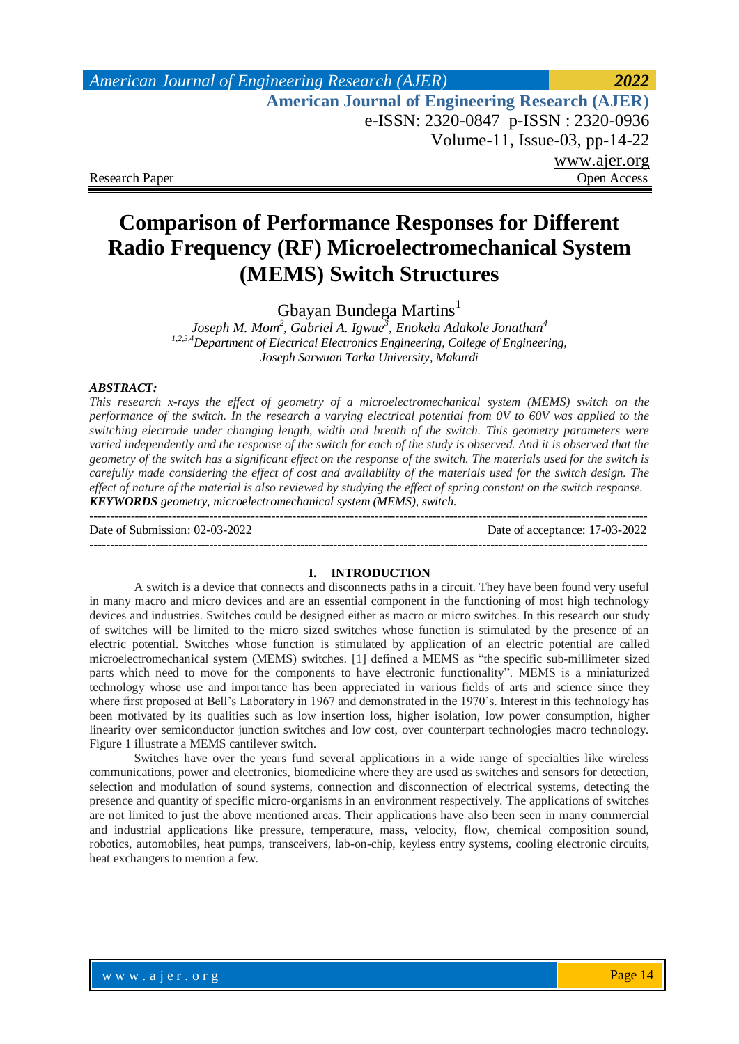Research Paper | Open Access

# Comparison of Performance Responses for Different Radio Frequency (RF) Microelectromechanical System (MEMS) Switch Structures

Gbayan Bundega Martins[1]

*Joseph M. Mom[2], Gabriel A. Igwue[3], Enokela Adakole Jonathan[4]*

*[1,2,3,4]Department of Electrical Electronics Engineering, College of Engineering, Joseph Sarwuan Tarka University, Makurdi*

***ABSTRACT:***

*This research x-rays the effect of geometry of a microelectromechanical system (MEMS) switch on the performance of the switch. In the research a varying electrical potential from 0V to 60V was applied to the switching electrode under changing length, width and breath of the switch. This geometry parameters were varied independently and the response of the switch for each of the study is observed. And it is observed that the geometry of the switch has a significant effect on the response of the switch. The materials used for the switch is carefully made considering the effect of cost and availability of the materials used for the switch design. The effect of nature of the material is also reviewed by studying the effect of spring constant on the switch response.*

***KEYWORDS** geometry, microelectromechanical system (MEMS), switch.*

---

Date of Submission: 02-03-2022 | Date of acceptance: 17-03-2022

---

## I. INTRODUCTION

A switch is a device that connects and disconnects paths in a circuit. They have been found very useful in many macro and micro devices and are an essential component in the functioning of most high technology devices and industries. Switches could be designed either as macro or micro switches. In this research our study of switches will be limited to the micro sized switches whose function is stimulated by the presence of an electric potential. Switches whose function is stimulated by application of an electric potential are called microelectromechanical system (MEMS) switches. [1] defined a MEMS as "the specific sub-millimeter sized parts which need to move for the components to have electronic functionality". MEMS is a miniaturized technology whose use and importance has been appreciated in various fields of arts and science since they where first proposed at Bell's Laboratory in 1967 and demonstrated in the 1970's. Interest in this technology has been motivated by its qualities such as low insertion loss, higher isolation, low power consumption, higher linearity over semiconductor junction switches and low cost, over counterpart technologies macro technology. Figure 1 illustrate a MEMS cantilever switch.

Switches have over the years fund several applications in a wide range of specialties like wireless communications, power and electronics, biomedicine where they are used as switches and sensors for detection, selection and modulation of sound systems, connection and disconnection of electrical systems, detecting the presence and quantity of specific micro-organisms in an environment respectively. The applications of switches are not limited to just the above mentioned areas. Their applications have also been seen in many commercial and industrial applications like pressure, temperature, mass, velocity, flow, chemical composition sound, robotics, automobiles, heat pumps, transceivers, lab-on-chip, keyless entry systems, cooling electronic circuits, heat exchangers to mention a few.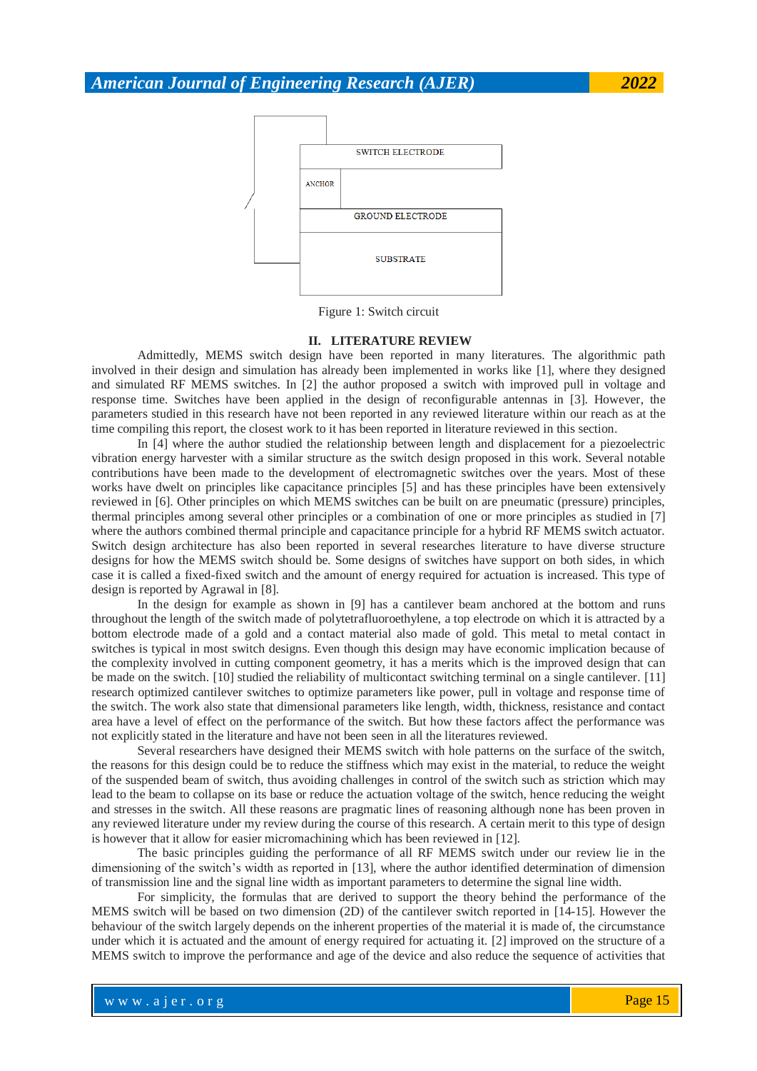SWITCH ELECTRODE

ANCHOR

GROUND ELECTRODE

SUBSTRATE

Figure 1: Switch circuit

## II. LITERATURE REVIEW

Admittedly, MEMS switch design have been reported in many literatures. The algorithmic path involved in their design and simulation has already been implemented in works like [1], where they designed and simulated RF MEMS switches. In [2] the author proposed a switch with improved pull in voltage and response time. Switches have been applied in the design of reconfigurable antennas in [3]. However, the parameters studied in this research have not been reported in any reviewed literature within our reach as at the time compiling this report, the closest work to it has been reported in literature reviewed in this section.

In [4] where the author studied the relationship between length and displacement for a piezoelectric vibration energy harvester with a similar structure as the switch design proposed in this work. Several notable contributions have been made to the development of electromagnetic switches over the years. Most of these works have dwelt on principles like capacitance principles [5] and has these principles have been extensively reviewed in [6]. Other principles on which MEMS switches can be built on are pneumatic (pressure) principles, thermal principles among several other principles or a combination of one or more principles as studied in [7] where the authors combined thermal principle and capacitance principle for a hybrid RF MEMS switch actuator. Switch design architecture has also been reported in several researches literature to have diverse structure designs for how the MEMS switch should be. Some designs of switches have support on both sides, in which case it is called a fixed-fixed switch and the amount of energy required for actuation is increased. This type of design is reported by Agrawal in [8].

In the design for example as shown in [9] has a cantilever beam anchored at the bottom and runs throughout the length of the switch made of polytetrafluoroethylene, a top electrode on which it is attracted by a bottom electrode made of a gold and a contact material also made of gold. This metal to metal contact in switches is typical in most switch designs. Even though this design may have economic implication because of the complexity involved in cutting component geometry, it has a merits which is the improved design that can be made on the switch. [10] studied the reliability of multicontact switching terminal on a single cantilever. [11] research optimized cantilever switches to optimize parameters like power, pull in voltage and response time of the switch. The work also state that dimensional parameters like length, width, thickness, resistance and contact area have a level of effect on the performance of the switch. But how these factors affect the performance was not explicitly stated in the literature and have not been seen in all the literatures reviewed.

Several researchers have designed their MEMS switch with hole patterns on the surface of the switch, the reasons for this design could be to reduce the stiffness which may exist in the material, to reduce the weight of the suspended beam of switch, thus avoiding challenges in control of the switch such as striction which may lead to the beam to collapse on its base or reduce the actuation voltage of the switch, hence reducing the weight and stresses in the switch. All these reasons are pragmatic lines of reasoning although none has been proven in any reviewed literature under my review during the course of this research. A certain merit to this type of design is however that it allow for easier micromachining which has been reviewed in [12].

The basic principles guiding the performance of all RF MEMS switch under our review lie in the dimensioning of the switch's width as reported in [13], where the author identified determination of dimension of transmission line and the signal line width as important parameters to determine the signal line width.

For simplicity, the formulas that are derived to support the theory behind the performance of the MEMS switch will be based on two dimension (2D) of the cantilever switch reported in [14-15]. However the behaviour of the switch largely depends on the inherent properties of the material it is made of, the circumstance under which it is actuated and the amount of energy required for actuating it. [2] improved on the structure of a MEMS switch to improve the performance and age of the device and also reduce the sequence of activities that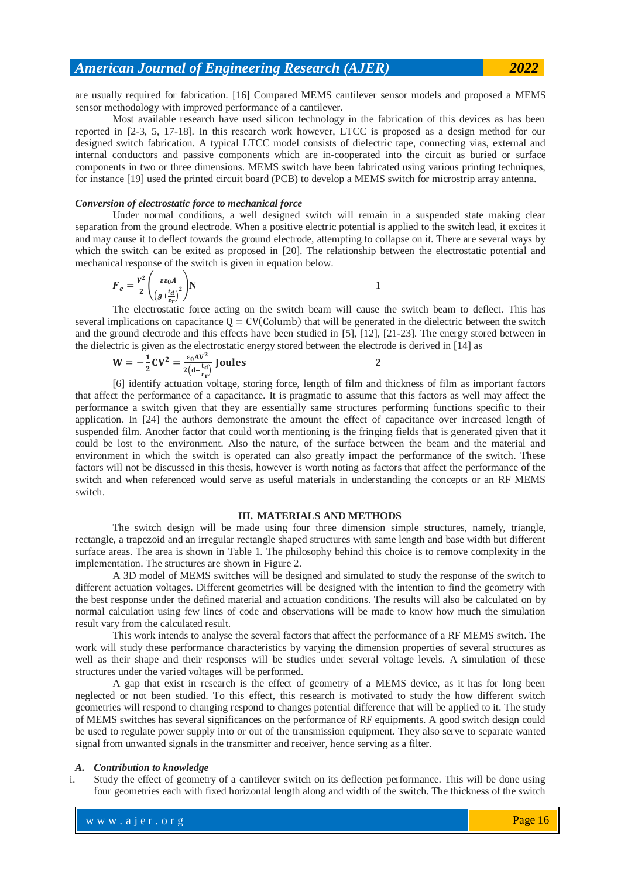are usually required for fabrication. [16] Compared MEMS cantilever sensor models and proposed a MEMS sensor methodology with improved performance of a cantilever.

Most available research have used silicon technology in the fabrication of this devices as has been reported in [2-3, 5, 17-18]. In this research work however, LTCC is proposed as a design method for our designed switch fabrication. A typical LTCC model consists of dielectric tape, connecting vias, external and internal conductors and passive components which are in-cooperated into the circuit as buried or surface components in two or three dimensions. MEMS switch have been fabricated using various printing techniques, for instance [19] used the printed circuit board (PCB) to develop a MEMS switch for microstrip array antenna.

***Conversion of electrostatic force to mechanical force***

Under normal conditions, a well designed switch will remain in a suspended state making clear separation from the ground electrode. When a positive electric potential is applied to the switch lead, it excites it and may cause it to deflect towards the ground electrode, attempting to collapse on it. There are several ways by which the switch can be exited as proposed in [20]. The relationship between the electrostatic potential and mechanical response of the switch is given in equation below.

$$\boldsymbol{F_e} = \frac{V^2}{2}\left(\frac{\varepsilon\varepsilon_0 A}{\left(g+\frac{t_d}{\varepsilon_r}\right)^2}\right)\mathbf{N} \qquad 1$$

The electrostatic force acting on the switch beam will cause the switch beam to deflect. This has several implications on capacitance $\mathrm{Q = CV(Columb)}$ that will be generated in the dielectric between the switch and the ground electrode and this effects have been studied in [5], [12], [21-23]. The energy stored between in the dielectric is given as the electrostatic energy stored between the electrode is derived in [14] as

$$\mathbf{W} = -\frac{1}{2}\mathbf{CV^2} = \frac{\varepsilon_0 \mathbf{AV^2}}{2\left(\mathbf{d}+\frac{\mathbf{t_d}}{\varepsilon_r}\right)}\ \mathbf{Joules} \qquad 2$$

[6] identify actuation voltage, storing force, length of film and thickness of film as important factors that affect the performance of a capacitance. It is pragmatic to assume that this factors as well may affect the performance a switch given that they are essentially same structures performing functions specific to their application. In [24] the authors demonstrate the amount the effect of capacitance over increased length of suspended film. Another factor that could worth mentioning is the fringing fields that is generated given that it could be lost to the environment. Also the nature, of the surface between the beam and the material and environment in which the switch is operated can also greatly impact the performance of the switch. These factors will not be discussed in this thesis, however is worth noting as factors that affect the performance of the switch and when referenced would serve as useful materials in understanding the concepts or an RF MEMS switch.

## III. MATERIALS AND METHODS

The switch design will be made using four three dimension simple structures, namely, triangle, rectangle, a trapezoid and an irregular rectangle shaped structures with same length and base width but different surface areas. The area is shown in Table 1. The philosophy behind this choice is to remove complexity in the implementation. The structures are shown in Figure 2.

A 3D model of MEMS switches will be designed and simulated to study the response of the switch to different actuation voltages. Different geometries will be designed with the intention to find the geometry with the best response under the defined material and actuation conditions. The results will also be calculated on by normal calculation using few lines of code and observations will be made to know how much the simulation result vary from the calculated result.

This work intends to analyse the several factors that affect the performance of a RF MEMS switch. The work will study these performance characteristics by varying the dimension properties of several structures as well as their shape and their responses will be studies under several voltage levels. A simulation of these structures under the varied voltages will be performed.

A gap that exist in research is the effect of geometry of a MEMS device, as it has for long been neglected or not been studied. To this effect, this research is motivated to study the how different switch geometries will respond to changing respond to changes potential difference that will be applied to it. The study of MEMS switches has several significances on the performance of RF equipments. A good switch design could be used to regulate power supply into or out of the transmission equipment. They also serve to separate wanted signal from unwanted signals in the transmitter and receiver, hence serving as a filter.

### *A. Contribution to knowledge*

i. Study the effect of geometry of a cantilever switch on its deflection performance. This will be done using four geometries each with fixed horizontal length along and width of the switch. The thickness of the switch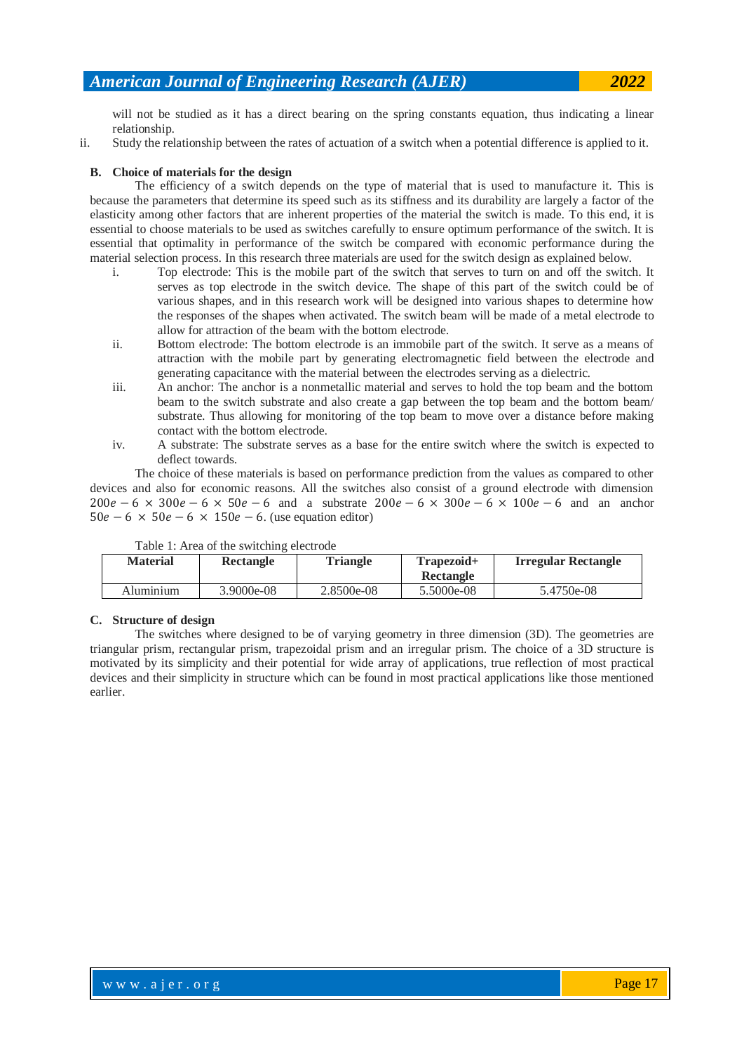will not be studied as it has a direct bearing on the spring constants equation, thus indicating a linear relationship.

ii. Study the relationship between the rates of actuation of a switch when a potential difference is applied to it.

### B. Choice of materials for the design

The efficiency of a switch depends on the type of material that is used to manufacture it. This is because the parameters that determine its speed such as its stiffness and its durability are largely a factor of the elasticity among other factors that are inherent properties of the material the switch is made. To this end, it is essential to choose materials to be used as switches carefully to ensure optimum performance of the switch. It is essential that optimality in performance of the switch be compared with economic performance during the material selection process. In this research three materials are used for the switch design as explained below.

i. Top electrode: This is the mobile part of the switch that serves to turn on and off the switch. It serves as top electrode in the switch device. The shape of this part of the switch could be of various shapes, and in this research work will be designed into various shapes to determine how the responses of the shapes when activated. The switch beam will be made of a metal electrode to allow for attraction of the beam with the bottom electrode.

ii. Bottom electrode: The bottom electrode is an immobile part of the switch. It serve as a means of attraction with the mobile part by generating electromagnetic field between the electrode and generating capacitance with the material between the electrodes serving as a dielectric.

iii. An anchor: The anchor is a nonmetallic material and serves to hold the top beam and the bottom beam to the switch substrate and also create a gap between the top beam and the bottom beam/ substrate. Thus allowing for monitoring of the top beam to move over a distance before making contact with the bottom electrode.

iv. A substrate: The substrate serves as a base for the entire switch where the switch is expected to deflect towards.

The choice of these materials is based on performance prediction from the values as compared to other devices and also for economic reasons. All the switches also consist of a ground electrode with dimension $200e-6 \times 300e-6 \times 50e-6$ and a substrate $200e-6 \times 300e-6 \times 100e-6$ and an anchor $50e-6 \times 50e-6 \times 150e-6$. (use equation editor)

Table 1: Area of the switching electrode

| Material | Rectangle | Triangle | Trapezoid+ Rectangle | Irregular Rectangle |
|---|---|---|---|---|
| Aluminium | 3.9000e-08 | 2.8500e-08 | 5.5000e-08 | 5.4750e-08 |

### C. Structure of design

The switches where designed to be of varying geometry in three dimension (3D). The geometries are triangular prism, rectangular prism, trapezoidal prism and an irregular prism. The choice of a 3D structure is motivated by its simplicity and their potential for wide array of applications, true reflection of most practical devices and their simplicity in structure which can be found in most practical applications like those mentioned earlier.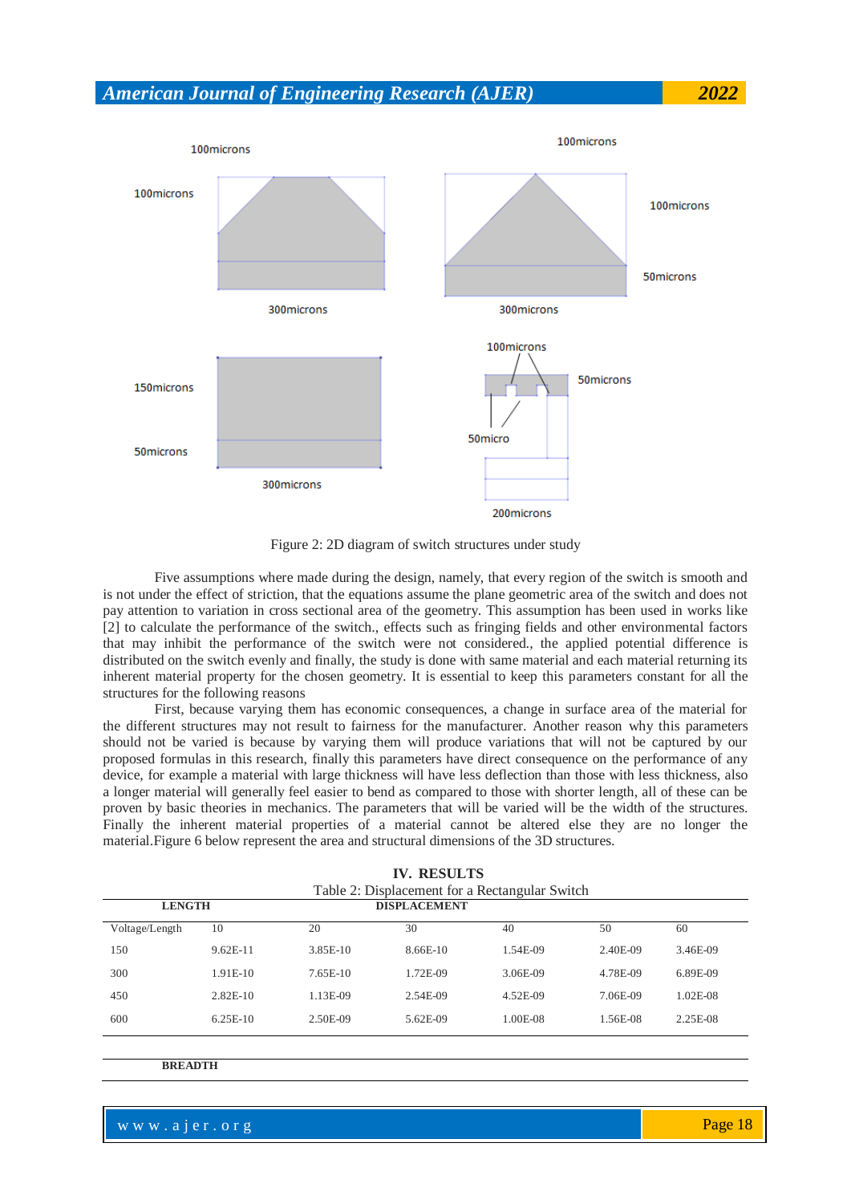Figure 2: 2D diagram of switch structures under study

Five assumptions where made during the design, namely, that every region of the switch is smooth and is not under the effect of striction, that the equations assume the plane geometric area of the switch and does not pay attention to variation in cross sectional area of the geometry. This assumption has been used in works like [2] to calculate the performance of the switch., effects such as fringing fields and other environmental factors that may inhibit the performance of the switch were not considered., the applied potential difference is distributed on the switch evenly and finally, the study is done with same material and each material returning its inherent material property for the chosen geometry. It is essential to keep this parameters constant for all the structures for the following reasons

First, because varying them has economic consequences, a change in surface area of the material for the different structures may not result to fairness for the manufacturer. Another reason why this parameters should not be varied is because by varying them will produce variations that will not be captured by our proposed formulas in this research, finally this parameters have direct consequence on the performance of any device, for example a material with large thickness will have less deflection than those with less thickness, also a longer material will generally feel easier to bend as compared to those with shorter length, all of these can be proven by basic theories in mechanics. The parameters that will be varied will be the width of the structures. Finally the inherent material properties of a material cannot be altered else they are no longer the material.Figure 6 below represent the area and structural dimensions of the 3D structures.

## IV. RESULTS

Table 2: Displacement for a Rectangular Switch

| **LENGTH** | | | **DISPLACEMENT** | | | |
|---|---|---|---|---|---|---|
| Voltage/Length | 10 | 20 | 30 | 40 | 50 | 60 |
| 150 | 9.62E-11 | 3.85E-10 | 8.66E-10 | 1.54E-09 | 2.40E-09 | 3.46E-09 |
| 300 | 1.91E-10 | 7.65E-10 | 1.72E-09 | 3.06E-09 | 4.78E-09 | 6.89E-09 |
| 450 | 2.82E-10 | 1.13E-09 | 2.54E-09 | 4.52E-09 | 7.06E-09 | 1.02E-08 |
| 600 | 6.25E-10 | 2.50E-09 | 5.62E-09 | 1.00E-08 | 1.56E-08 | 2.25E-08 |

**BREADTH**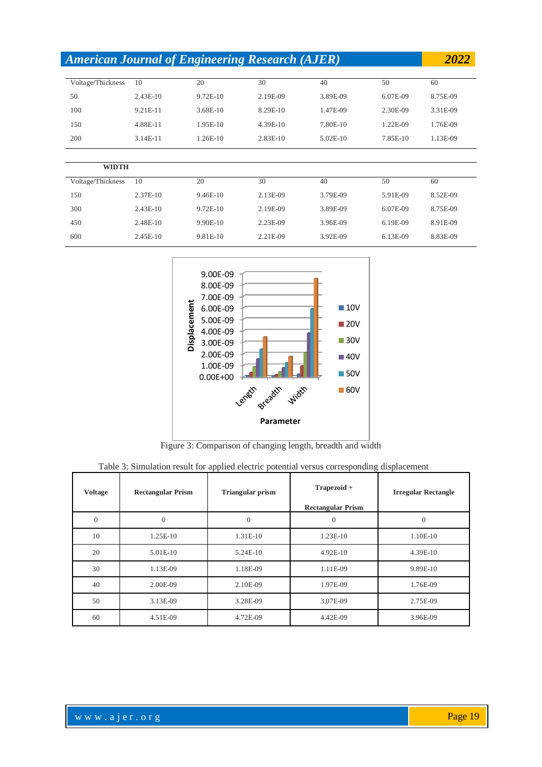| Voltage/Thickness | 10 | 20 | 30 | 40 | 50 | 60 |
| --- | --- | --- | --- | --- | --- | --- |
| 50 | 2.43E-10 | 9.72E-10 | 2.19E-09 | 3.89E-09 | 6.07E-09 | 8.75E-09 |
| 100 | 9.21E-11 | 3.68E-10 | 8.29E-10 | 1.47E-09 | 2.30E-09 | 3.31E-09 |
| 150 | 4.88E-11 | 1.95E-10 | 4.39E-10 | 7.80E-10 | 1.22E-09 | 1.76E-09 |
| 200 | 3.14E-11 | 1.26E-10 | 2.83E-10 | 5.02E-10 | 7.85E-10 | 1.13E-09 |

**WIDTH**

| Voltage/Thickness | 10 | 20 | 30 | 40 | 50 | 60 |
| --- | --- | --- | --- | --- | --- | --- |
| 150 | 2.37E-10 | 9.46E-10 | 2.13E-09 | 3.79E-09 | 5.91E-09 | 8.52E-09 |
| 300 | 2.43E-10 | 9.72E-10 | 2.19E-09 | 3.89E-09 | 6.07E-09 | 8.75E-09 |
| 450 | 2.48E-10 | 9.90E-10 | 2.23E-09 | 3.96E-09 | 6.19E-09 | 8.91E-09 |
| 600 | 2.45E-10 | 9.81E-10 | 2.21E-09 | 3.92E-09 | 6.13E-09 | 8.83E-09 |

Figure 3: Comparison of changing length, breadth and width

Table 3: Simulation result for applied electric potential versus corresponding displacement

| Voltage | Rectangular Prism | Triangular prism | Trapezoid + Rectangular Prism | Irregular Rectangle |
| --- | --- | --- | --- | --- |
| 0 | 0 | 0 | 0 | 0 |
| 10 | 1.25E-10 | 1.31E-10 | 1.23E-10 | 1.10E-10 |
| 20 | 5.01E-10 | 5.24E-10 | 4.92E-10 | 4.39E-10 |
| 30 | 1.13E-09 | 1.18E-09 | 1.11E-09 | 9.89E-10 |
| 40 | 2.00E-09 | 2.10E-09 | 1.97E-09 | 1.76E-09 |
| 50 | 3.13E-09 | 3.28E-09 | 3.07E-09 | 2.75E-09 |
| 60 | 4.51E-09 | 4.72E-09 | 4.42E-09 | 3.96E-09 |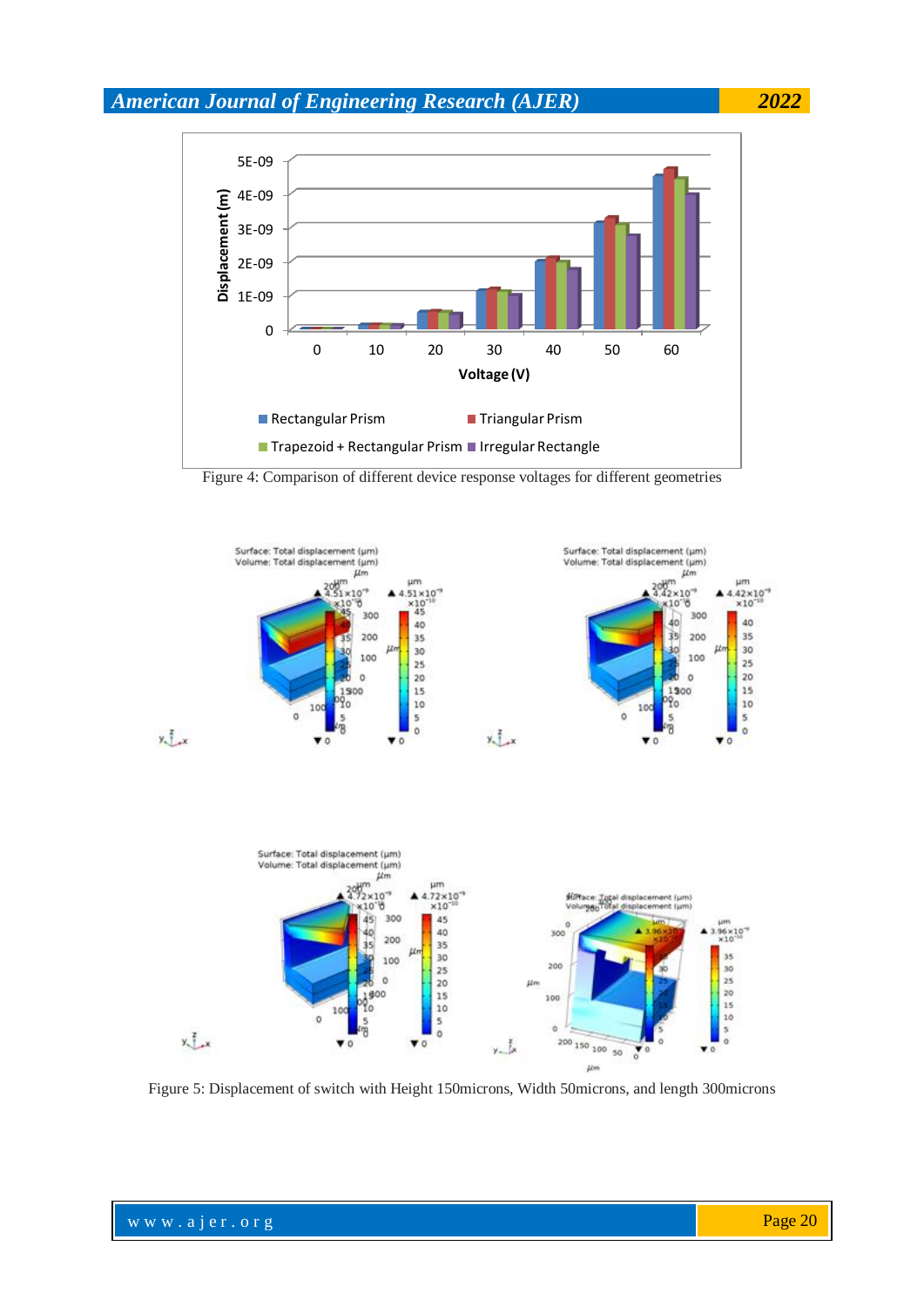Figure 4: Comparison of different device response voltages for different geometries

Figure 5: Displacement of switch with Height 150microns, Width 50microns, and length 300microns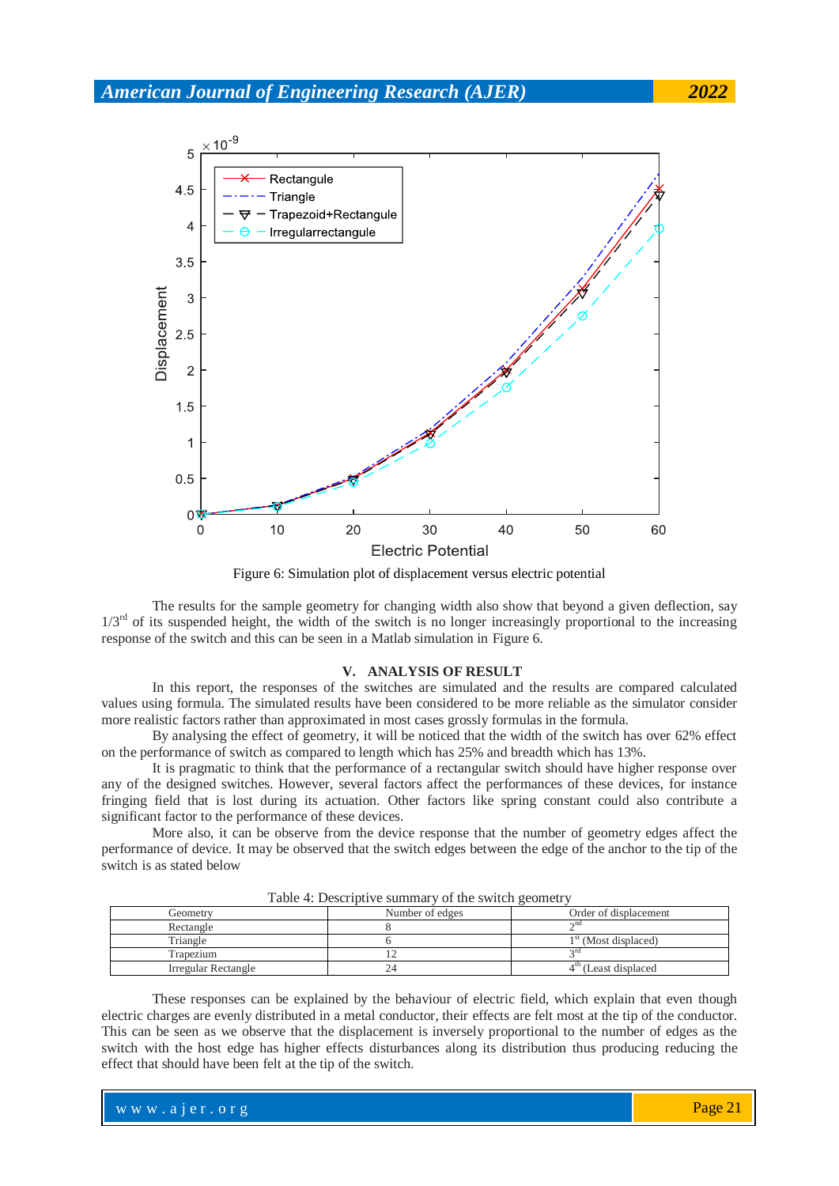Figure 6: Simulation plot of displacement versus electric potential

The results for the sample geometry for changing width also show that beyond a given deflection, say 1/3[rd] of its suspended height, the width of the switch is no longer increasingly proportional to the increasing response of the switch and this can be seen in a Matlab simulation in Figure 6.

## V. ANALYSIS OF RESULT

In this report, the responses of the switches are simulated and the results are compared calculated values using formula. The simulated results have been considered to be more reliable as the simulator consider more realistic factors rather than approximated in most cases grossly formulas in the formula.

By analysing the effect of geometry, it will be noticed that the width of the switch has over 62% effect on the performance of switch as compared to length which has 25% and breadth which has 13%.

It is pragmatic to think that the performance of a rectangular switch should have higher response over any of the designed switches. However, several factors affect the performances of these devices, for instance fringing field that is lost during its actuation. Other factors like spring constant could also contribute a significant factor to the performance of these devices.

More also, it can be observe from the device response that the number of geometry edges affect the performance of device. It may be observed that the switch edges between the edge of the anchor to the tip of the switch is as stated below

Table 4: Descriptive summary of the switch geometry

| Geometry | Number of edges | Order of displacement |
|---|---|---|
| Rectangle | 8 | 2[nd] |
| Triangle | 6 | 1[st] (Most displaced) |
| Trapezium | 12 | 3[rd] |
| Irregular Rectangle | 24 | 4[th] (Least displaced |

These responses can be explained by the behaviour of electric field, which explain that even though electric charges are evenly distributed in a metal conductor, their effects are felt most at the tip of the conductor. This can be seen as we observe that the displacement is inversely proportional to the number of edges as the switch with the host edge has higher effects disturbances along its distribution thus producing reducing the effect that should have been felt at the tip of the switch.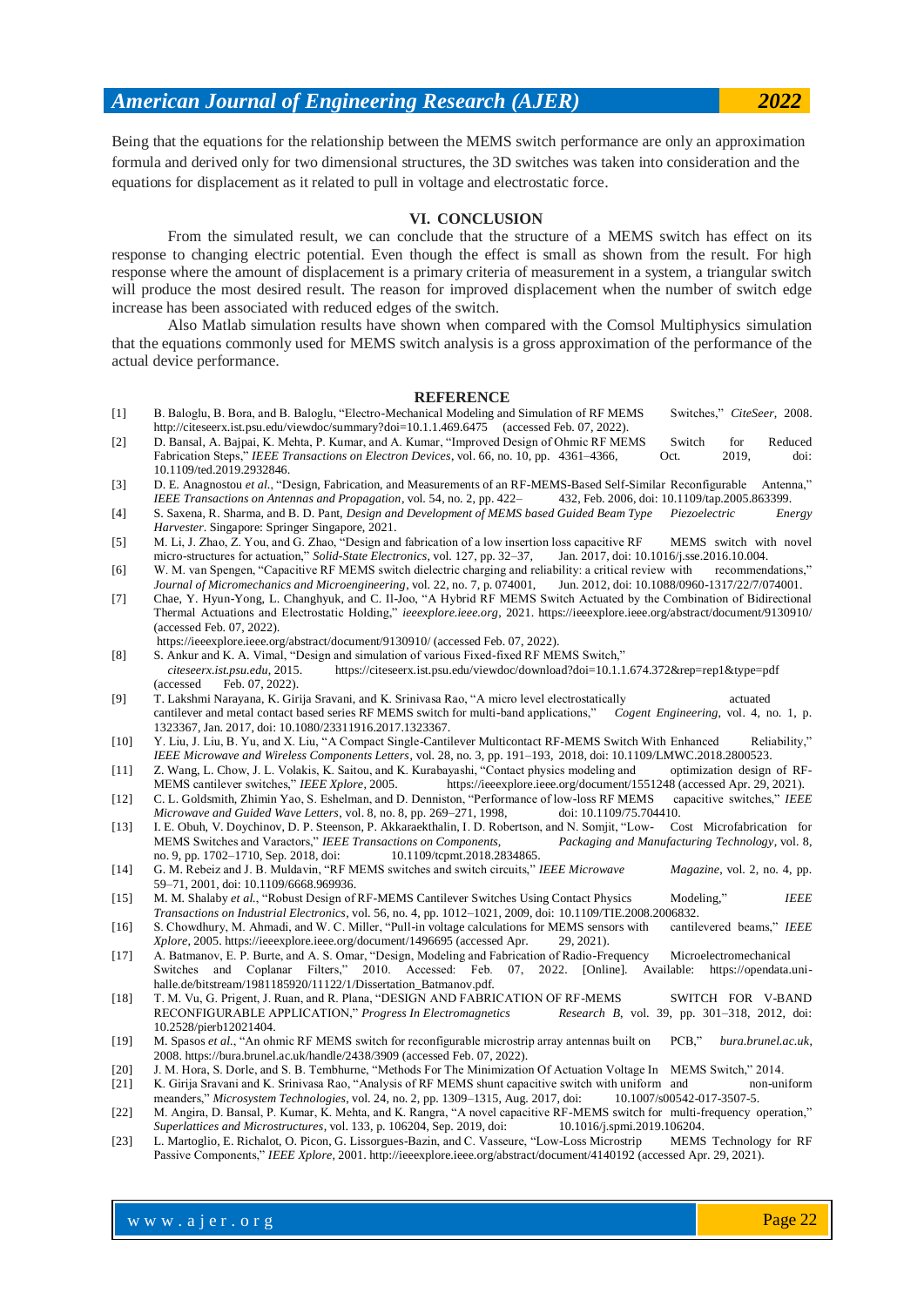Being that the equations for the relationship between the MEMS switch performance are only an approximation formula and derived only for two dimensional structures, the 3D switches was taken into consideration and the equations for displacement as it related to pull in voltage and electrostatic force.

## VI. CONCLUSION

From the simulated result, we can conclude that the structure of a MEMS switch has effect on its response to changing electric potential. Even though the effect is small as shown from the result. For high response where the amount of displacement is a primary criteria of measurement in a system, a triangular switch will produce the most desired result. The reason for improved displacement when the number of switch edge increase has been associated with reduced edges of the switch.

Also Matlab simulation results have shown when compared with the Comsol Multiphysics simulation that the equations commonly used for MEMS switch analysis is a gross approximation of the performance of the actual device performance.

## REFERENCE

[1] B. Baloglu, B. Bora, and B. Baloglu, "Electro-Mechanical Modeling and Simulation of RF MEMS Switches," *CiteSeer*, 2008. http://citeseerx.ist.psu.edu/viewdoc/summary?doi=10.1.1.469.6475 (accessed Feb. 07, 2022).

[2] D. Bansal, A. Bajpai, K. Mehta, P. Kumar, and A. Kumar, "Improved Design of Ohmic RF MEMS Switch for Reduced Fabrication Steps," *IEEE Transactions on Electron Devices*, vol. 66, no. 10, pp. 4361–4366, Oct. 2019, doi: 10.1109/ted.2019.2932846.

[3] D. E. Anagnostou *et al.*, "Design, Fabrication, and Measurements of an RF-MEMS-Based Self-Similar Reconfigurable Antenna," *IEEE Transactions on Antennas and Propagation*, vol. 54, no. 2, pp. 422–432, Feb. 2006, doi: 10.1109/tap.2005.863399.

[4] S. Saxena, R. Sharma, and B. D. Pant, *Design and Development of MEMS based Guided Beam Type Piezoelectric Energy Harvester*. Singapore: Springer Singapore, 2021.

[5] M. Li, J. Zhao, Z. You, and G. Zhao, "Design and fabrication of a low insertion loss capacitive RF MEMS switch with novel micro-structures for actuation," *Solid-State Electronics*, vol. 127, pp. 32–37, Jan. 2017, doi: 10.1016/j.sse.2016.10.004.

[6] W. M. van Spengen, "Capacitive RF MEMS switch dielectric charging and reliability: a critical review with recommendations," *Journal of Micromechanics and Microengineering*, vol. 22, no. 7, p. 074001, Jun. 2012, doi: 10.1088/0960-1317/22/7/074001.

[7] Chae, Y. Hyun-Yong, L. Changhyuk, and C. Il-Joo, "A Hybrid RF MEMS Switch Actuated by the Combination of Bidirectional Thermal Actuations and Electrostatic Holding," *ieeexplore.ieee.org*, 2021. https://ieeexplore.ieee.org/abstract/document/9130910/ (accessed Feb. 07, 2022).
https://ieeexplore.ieee.org/abstract/document/9130910/ (accessed Feb. 07, 2022).

[8] S. Ankur and K. A. Vimal, "Design and simulation of various Fixed-fixed RF MEMS Switch," *citeseerx.ist.psu.edu*, 2015. https://citeseerx.ist.psu.edu/viewdoc/download?doi=10.1.1.674.372&rep=rep1&type=pdf (accessed Feb. 07, 2022).

[9] T. Lakshmi Narayana, K. Girija Sravani, and K. Srinivasa Rao, "A micro level electrostatically actuated cantilever and metal contact based series RF MEMS switch for multi-band applications," *Cogent Engineering*, vol. 4, no. 1, p. 1323367, Jan. 2017, doi: 10.1080/23311916.2017.1323367.

[10] Y. Liu, J. Liu, B. Yu, and X. Liu, "A Compact Single-Cantilever Multicontact RF-MEMS Switch With Enhanced Reliability," *IEEE Microwave and Wireless Components Letters*, vol. 28, no. 3, pp. 191–193, 2018, doi: 10.1109/LMWC.2018.2800523.

[11] Z. Wang, L. Chow, J. L. Volakis, K. Saitou, and K. Kurabayashi, "Contact physics modeling and optimization design of RF-MEMS cantilever switches," *IEEE Xplore*, 2005. https://ieeexplore.ieee.org/document/1551248 (accessed Apr. 29, 2021).

[12] C. L. Goldsmith, Zhimin Yao, S. Eshelman, and D. Denniston, "Performance of low-loss RF MEMS capacitive switches," *IEEE Microwave and Guided Wave Letters*, vol. 8, no. 8, pp. 269–271, 1998, doi: 10.1109/75.704410.

[13] I. E. Obuh, V. Doychinov, D. P. Steenson, P. Akkaraekthalin, I. D. Robertson, and N. Somjit, "Low-Cost Microfabrication for MEMS Switches and Varactors," *IEEE Transactions on Components, Packaging and Manufacturing Technology*, vol. 8, no. 9, pp. 1702–1710, Sep. 2018, doi: 10.1109/tcpmt.2018.2834865.

[14] G. M. Rebeiz and J. B. Muldavin, "RF MEMS switches and switch circuits," *IEEE Microwave Magazine*, vol. 2, no. 4, pp. 59–71, 2001, doi: 10.1109/6668.969936.

[15] M. M. Shalaby *et al.*, "Robust Design of RF-MEMS Cantilever Switches Using Contact Physics Modeling," *IEEE Transactions on Industrial Electronics*, vol. 56, no. 4, pp. 1012–1021, 2009, doi: 10.1109/TIE.2008.2006832.

[16] S. Chowdhury, M. Ahmadi, and W. C. Miller, "Pull-in voltage calculations for MEMS sensors with cantilevered beams," *IEEE Xplore*, 2005. https://ieeexplore.ieee.org/document/1496695 (accessed Apr. 29, 2021).

[17] A. Batmanov, E. P. Burte, and A. S. Omar, "Design, Modeling and Fabrication of Radio-Frequency Microelectromechanical Switches and Coplanar Filters," 2010. Accessed: Feb. 07, 2022. [Online]. Available: https://opendata.uni-halle.de/bitstream/1981185920/11122/1/Dissertation_Batmanov.pdf.

[18] T. M. Vu, G. Prigent, J. Ruan, and R. Plana, "DESIGN AND FABRICATION OF RF-MEMS SWITCH FOR V-BAND RECONFIGURABLE APPLICATION," *Progress In Electromagnetics Research B*, vol. 39, pp. 301–318, 2012, doi: 10.2528/pierb12021404.

[19] M. Spasos *et al.*, "An ohmic RF MEMS switch for reconfigurable microstrip array antennas built on PCB," *bura.brunel.ac.uk*, 2008. https://bura.brunel.ac.uk/handle/2438/3909 (accessed Feb. 07, 2022).

[20] J. M. Hora, S. Dorle, and S. B. Tembhurne, "Methods For The Minimization Of Actuation Voltage In MEMS Switch," 2014.

[21] K. Girija Sravani and K. Srinivasa Rao, "Analysis of RF MEMS shunt capacitive switch with uniform and non-uniform meanders," *Microsystem Technologies*, vol. 24, no. 2, pp. 1309–1315, Aug. 2017, doi: 10.1007/s00542-017-3507-5.

[22] M. Angira, D. Bansal, P. Kumar, K. Mehta, and K. Rangra, "A novel capacitive RF-MEMS switch for multi-frequency operation," *Superlattices and Microstructures*, vol. 133, p. 106204, Sep. 2019, doi: 10.1016/j.spmi.2019.106204.

[23] L. Martoglio, E. Richalot, O. Picon, G. Lissorgues-Bazin, and C. Vasseure, "Low-Loss Microstrip MEMS Technology for RF Passive Components," *IEEE Xplore*, 2001. http://ieeexplore.ieee.org/abstract/document/4140192 (accessed Apr. 29, 2021).